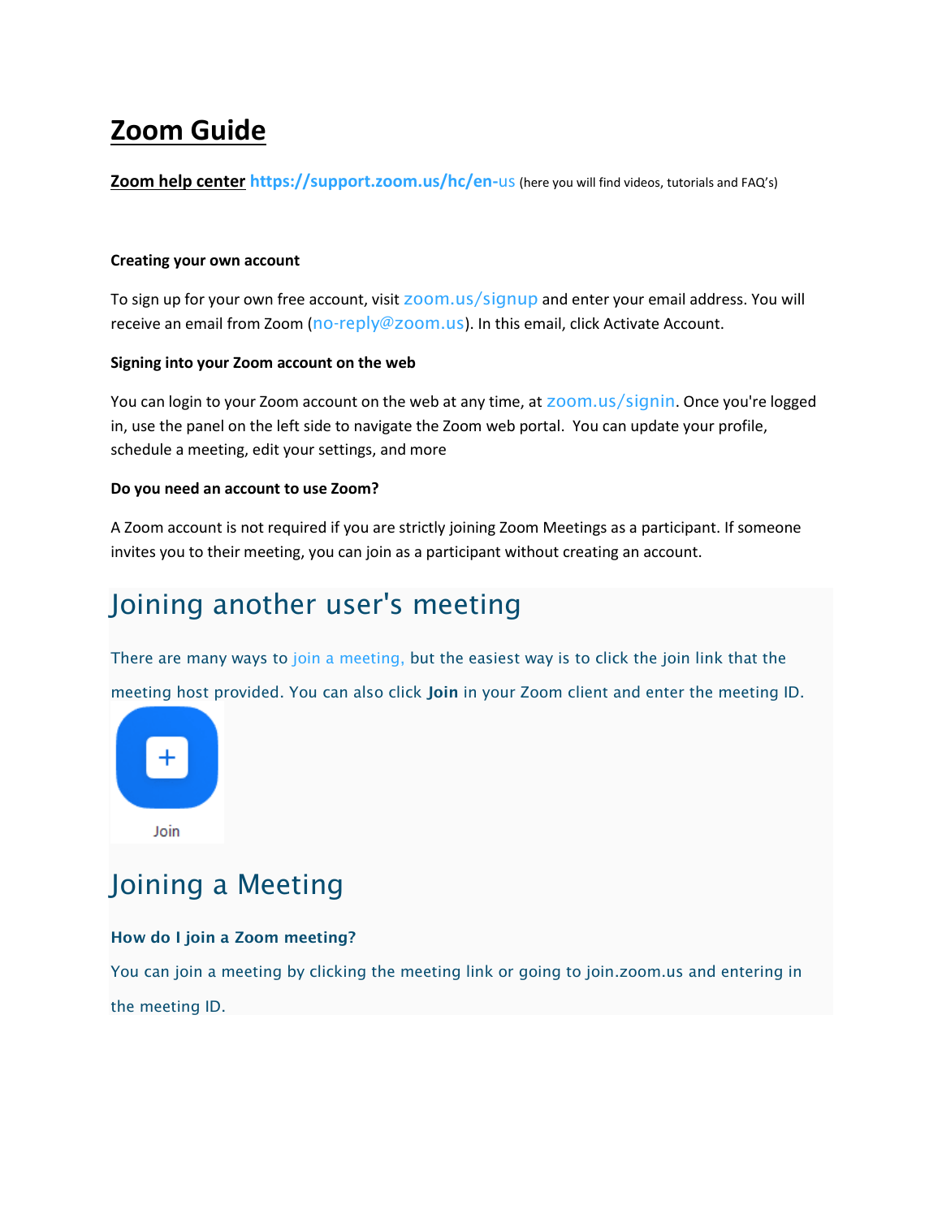# Zoom Guide

**Zoom help center** https://support.zoom.us/hc/en-us (here you will find videos, tutorials and FAQ's)

**Creating your own account**

To sign up for your own free account, visit zoom.us/signup and enter your email address. You will receive an email from Zoom (no-reply@zoom.us). In this email, click Activate Account.

**Signing into your Zoom account on the web**

You can login to your Zoom account on the web at any time, at zoom.us/signin. Once you're logged in, use the panel on the left side to navigate the Zoom web portal. You can update your profile, schedule a meeting, edit your settings, and more

**Do you need an account to use Zoom?**

A Zoom account is not required if you are strictly joining Zoom Meetings as a participant. If someone invites you to their meeting, you can join as a participant without creating an account.

## Joining another user's meeting

There are many ways to join a meeting, but the easiest way is to click the join link that the meeting host provided. You can also click **Join** in your Zoom client and enter the meeting ID.

Join

## Joining a Meeting

### How do I join a Zoom meeting?

You can join a meeting by clicking the meeting link or going to join.zoom.us and entering in the meeting ID.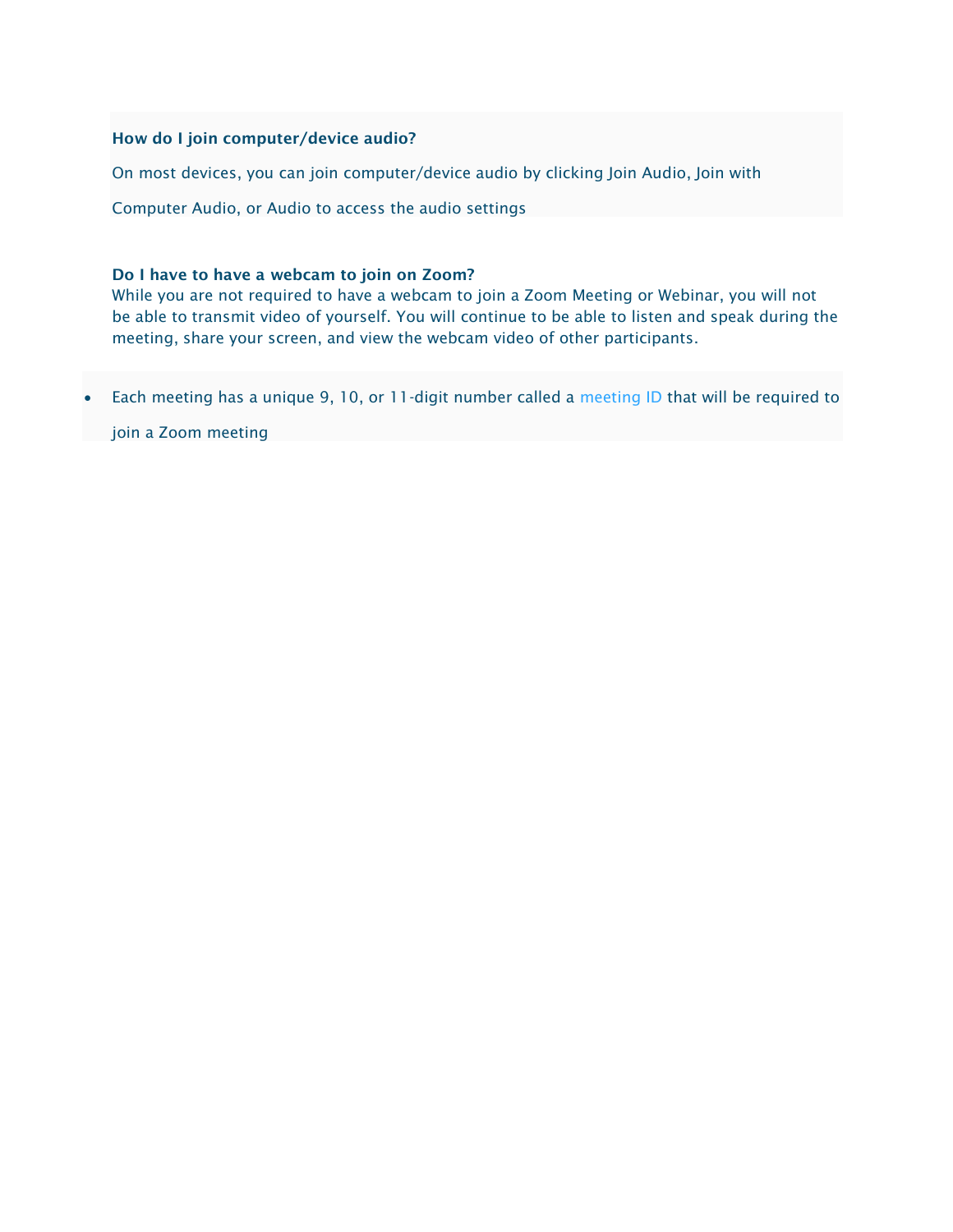**How do I join computer/device audio?**

On most devices, you can join computer/device audio by clicking Join Audio, Join with Computer Audio, or Audio to access the audio settings

**Do I have to have a webcam to join on Zoom?**

While you are not required to have a webcam to join a Zoom Meeting or Webinar, you will not be able to transmit video of yourself. You will continue to be able to listen and speak during the meeting, share your screen, and view the webcam video of other participants.

- Each meeting has a unique 9, 10, or 11-digit number called a meeting ID that will be required to join a Zoom meeting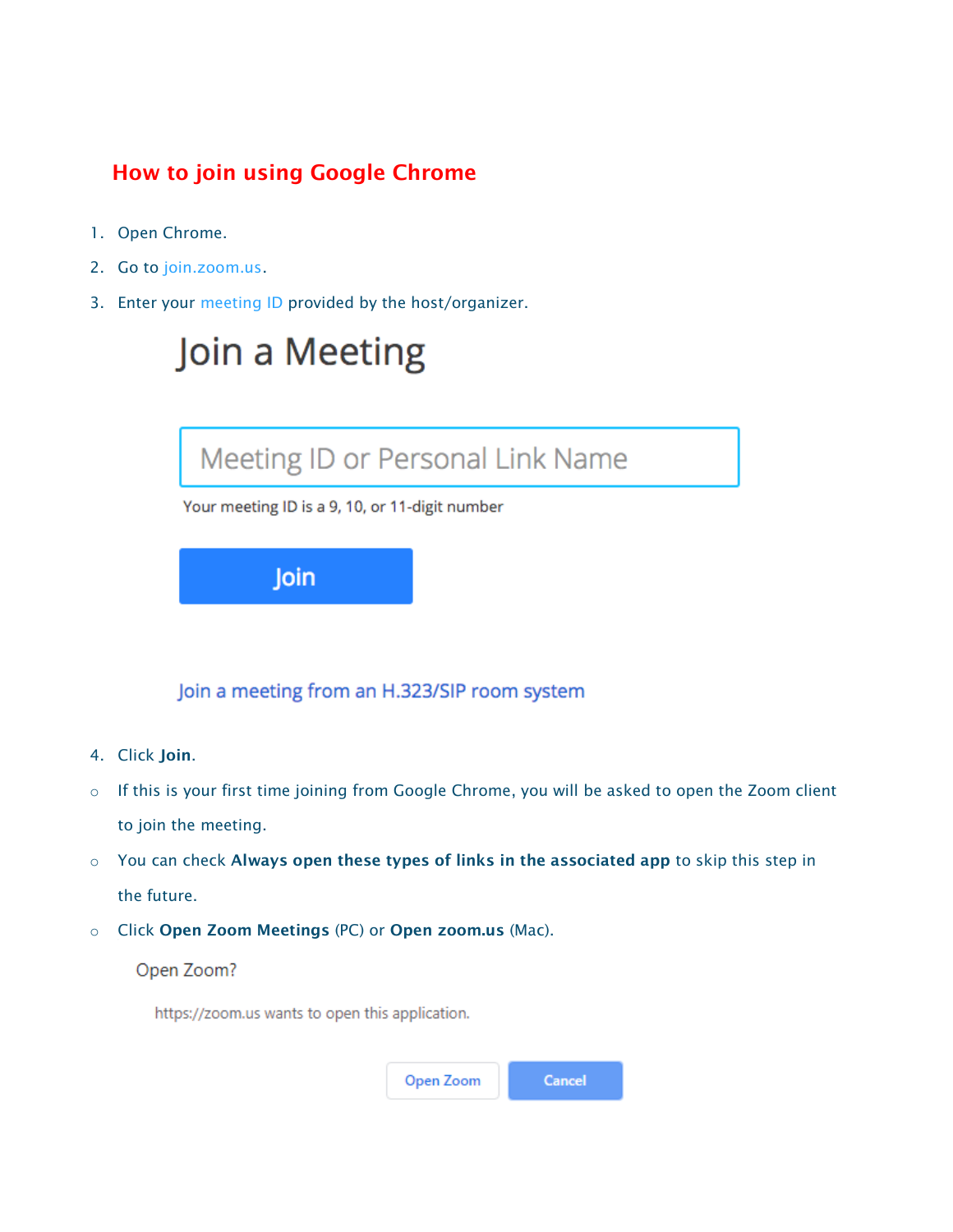## How to join using Google Chrome

1. Open Chrome.
2. Go to join.zoom.us.
3. Enter your meeting ID provided by the host/organizer.

Join a Meeting

Meeting ID or Personal Link Name

Your meeting ID is a 9, 10, or 11-digit number

Join

Join a meeting from an H.323/SIP room system

4. Click **Join**.

- If this is your first time joining from Google Chrome, you will be asked to open the Zoom client to join the meeting.
- You can check **Always open these types of links in the associated app** to skip this step in the future.
- Click **Open Zoom Meetings** (PC) or **Open zoom.us** (Mac).

Open Zoom?

https://zoom.us wants to open this application.

Open Zoom | Cancel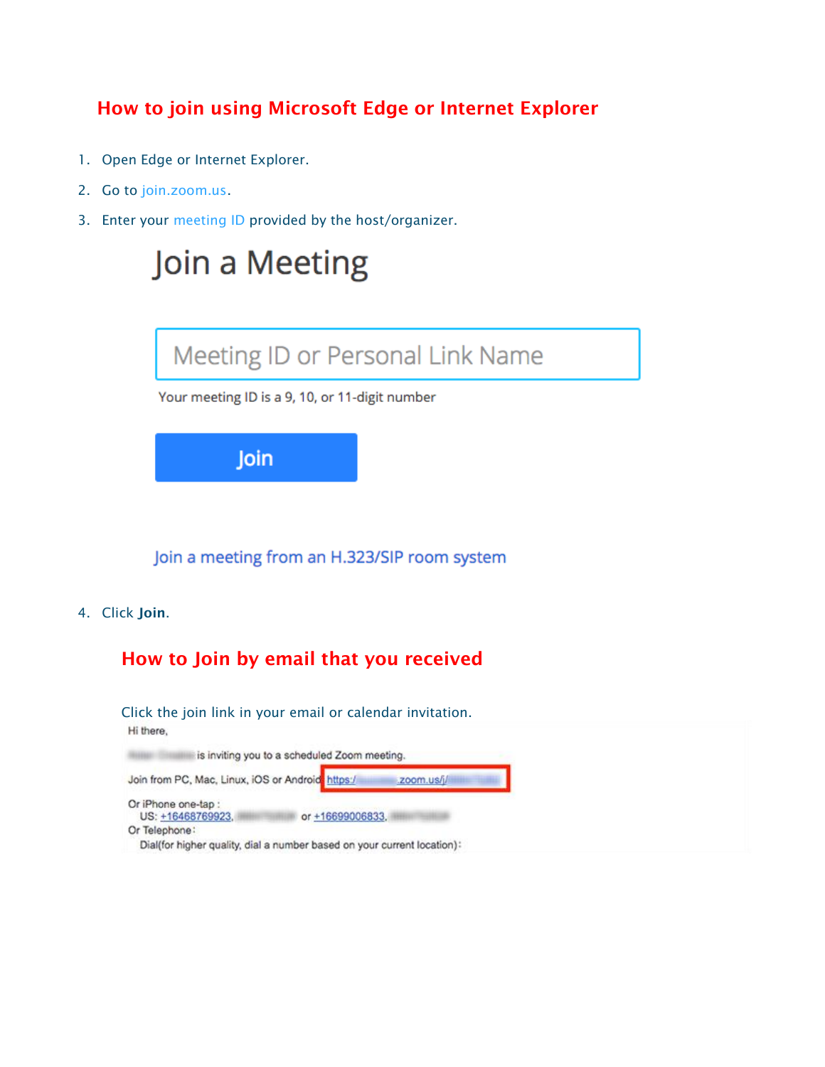## How to join using Microsoft Edge or Internet Explorer

1. Open Edge or Internet Explorer.
2. Go to join.zoom.us.
3. Enter your meeting ID provided by the host/organizer.

Join a Meeting

Meeting ID or Personal Link Name

Your meeting ID is a 9, 10, or 11-digit number

Join

Join a meeting from an H.323/SIP room system

4. Click **Join**.

## How to Join by email that you received

Click the join link in your email or calendar invitation.

Hi there,

is inviting you to a scheduled Zoom meeting.

Join from PC, Mac, Linux, iOS or Android: https:/ zoom.us/j/

Or iPhone one-tap :
US: +16468769923, or +16699006833,
Or Telephone:
Dial(for higher quality, dial a number based on your current location):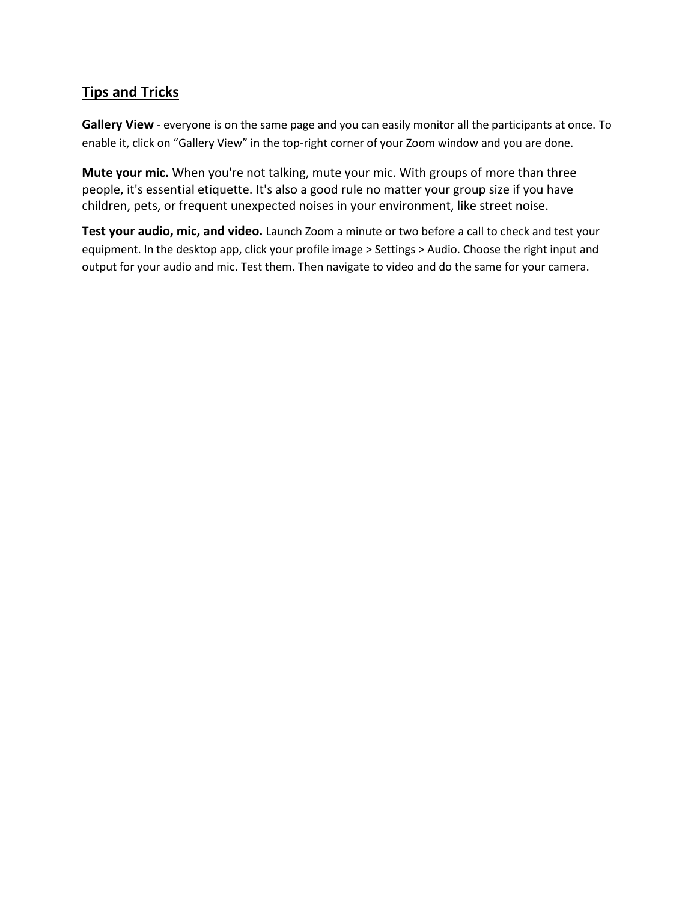## Tips and Tricks

**Gallery View** - everyone is on the same page and you can easily monitor all the participants at once. To enable it, click on "Gallery View" in the top-right corner of your Zoom window and you are done.

**Mute your mic.** When you're not talking, mute your mic. With groups of more than three people, it's essential etiquette. It's also a good rule no matter your group size if you have children, pets, or frequent unexpected noises in your environment, like street noise.

**Test your audio, mic, and video.** Launch Zoom a minute or two before a call to check and test your equipment. In the desktop app, click your profile image > Settings > Audio. Choose the right input and output for your audio and mic. Test them. Then navigate to video and do the same for your camera.